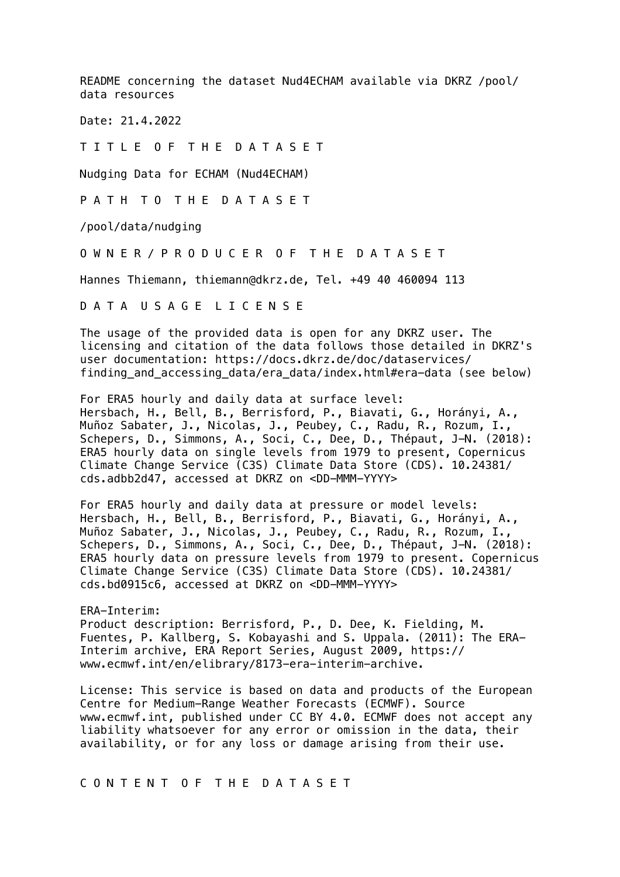README concerning the dataset Nud4ECHAM available via DKRZ /pool/ data resources

Date: 21.4.2022

## T I T L E O F T H E D A T A S E T

Nudging Data for ECHAM (Nud4ECHAM)

## P A T H T O T H E D A T A S E T

/pool/data/nudging

## O W N E R / P R O D U C E R O F T H E D A T A S E T

Hannes Thiemann, thiemann@dkrz.de, Tel. +49 40 460094 113

## D A T A U S A G E L I C E N S E

The usage of the provided data is open for any DKRZ user. The licensing and citation of the data follows those detailed in DKRZ's user documentation: https://docs.dkrz.de/doc/dataservices/finding_and_accessing_data/era_data/index.html#era-data (see below)

For ERA5 hourly and daily data at surface level:
Hersbach, H., Bell, B., Berrisford, P., Biavati, G., Horányi, A., Muñoz Sabater, J., Nicolas, J., Peubey, C., Radu, R., Rozum, I., Schepers, D., Simmons, A., Soci, C., Dee, D., Thépaut, J-N. (2018): ERA5 hourly data on single levels from 1979 to present, Copernicus Climate Change Service (C3S) Climate Data Store (CDS). 10.24381/cds.adbb2d47, accessed at DKRZ on <DD-MMM-YYYY>

For ERA5 hourly and daily data at pressure or model levels:
Hersbach, H., Bell, B., Berrisford, P., Biavati, G., Horányi, A., Muñoz Sabater, J., Nicolas, J., Peubey, C., Radu, R., Rozum, I., Schepers, D., Simmons, A., Soci, C., Dee, D., Thépaut, J-N. (2018): ERA5 hourly data on pressure levels from 1979 to present. Copernicus Climate Change Service (C3S) Climate Data Store (CDS). 10.24381/cds.bd0915c6, accessed at DKRZ on <DD-MMM-YYYY>

ERA-Interim:
Product description: Berrisford, P., D. Dee, K. Fielding, M. Fuentes, P. Kallberg, S. Kobayashi and S. Uppala. (2011): The ERA-Interim archive, ERA Report Series, August 2009, https://www.ecmwf.int/en/elibrary/8173-era-interim-archive.

License: This service is based on data and products of the European Centre for Medium-Range Weather Forecasts (ECMWF). Source www.ecmwf.int, published under CC BY 4.0. ECMWF does not accept any liability whatsoever for any error or omission in the data, their availability, or for any loss or damage arising from their use.

## C O N T E N T O F T H E D A T A S E T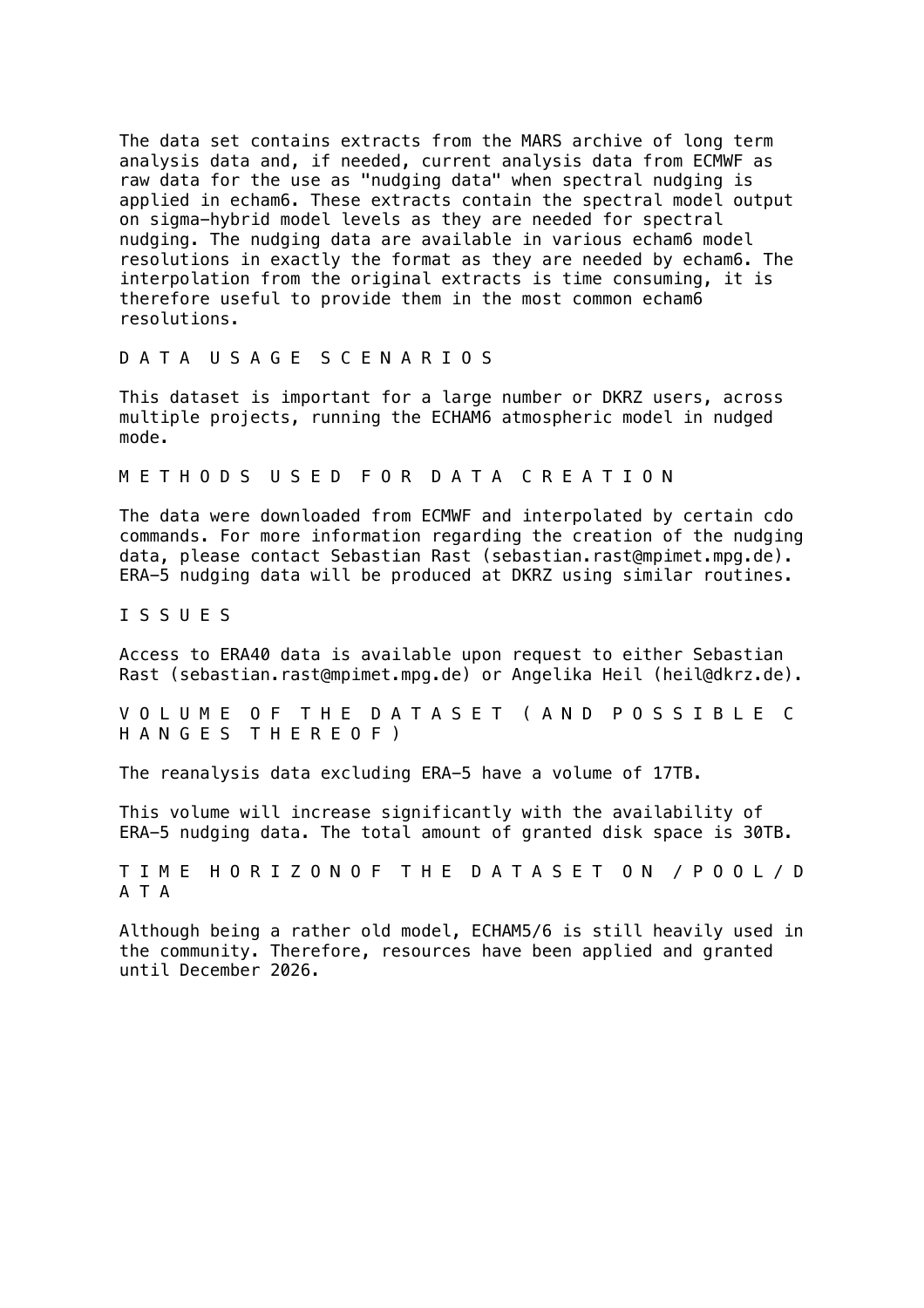The data set contains extracts from the MARS archive of long term analysis data and, if needed, current analysis data from ECMWF as raw data for the use as "nudging data" when spectral nudging is applied in echam6. These extracts contain the spectral model output on sigma-hybrid model levels as they are needed for spectral nudging. The nudging data are available in various echam6 model resolutions in exactly the format as they are needed by echam6. The interpolation from the original extracts is time consuming, it is therefore useful to provide them in the most common echam6 resolutions.

## DATA USAGE SCENARIOS

This dataset is important for a large number or DKRZ users, across multiple projects, running the ECHAM6 atmospheric model in nudged mode.

## METHODS USED FOR DATA CREATION

The data were downloaded from ECMWF and interpolated by certain cdo commands. For more information regarding the creation of the nudging data, please contact Sebastian Rast (sebastian.rast@mpimet.mpg.de). ERA-5 nudging data will be produced at DKRZ using similar routines.

## ISSUES

Access to ERA40 data is available upon request to either Sebastian Rast (sebastian.rast@mpimet.mpg.de) or Angelika Heil (heil@dkrz.de).

## VOLUME OF THE DATASET (AND POSSIBLE CHANGES THEREOF)

The reanalysis data excluding ERA-5 have a volume of 17TB.

This volume will increase significantly with the availability of ERA-5 nudging data. The total amount of granted disk space is 30TB.

## TIME HORIZONOF THE DATASET ON /POOL/DATA

Although being a rather old model, ECHAM5/6 is still heavily used in the community. Therefore, resources have been applied and granted until December 2026.